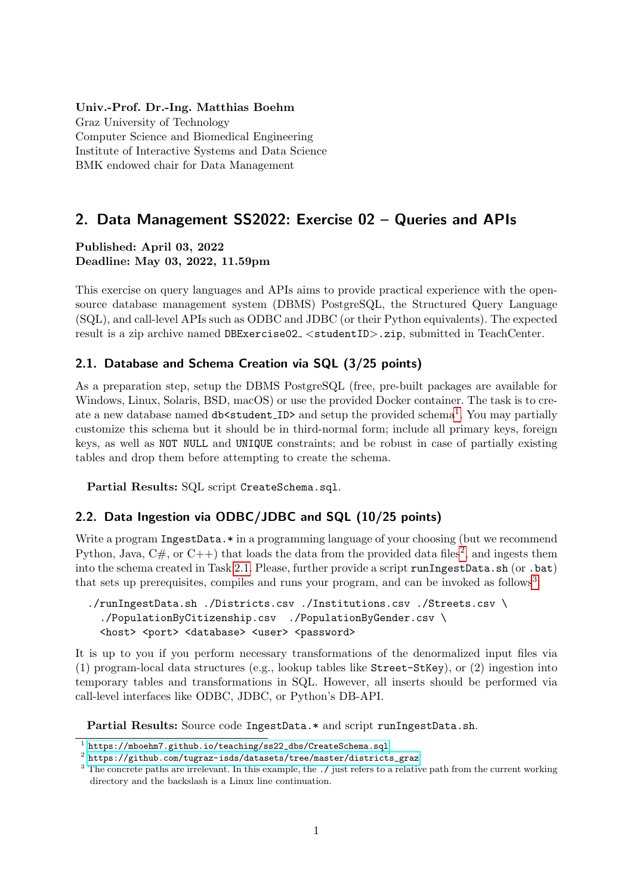**Univ.-Prof. Dr.-Ing. Matthias Boehm**
Graz University of Technology
Computer Science and Biomedical Engineering
Institute of Interactive Systems and Data Science
BMK endowed chair for Data Management

## 2. Data Management SS2022: Exercise 02 – Queries and APIs

**Published: April 03, 2022**
**Deadline: May 03, 2022, 11.59pm**

This exercise on query languages and APIs aims to provide practical experience with the open-source database management system (DBMS) PostgreSQL, the Structured Query Language (SQL), and call-level APIs such as ODBC and JDBC (or their Python equivalents). The expected result is a zip archive named `DBExercise02_<studentID>.zip`, submitted in TeachCenter.

### 2.1. Database and Schema Creation via SQL (3/25 points)

As a preparation step, setup the DBMS PostgreSQL (free, pre-built packages are available for Windows, Linux, Solaris, BSD, macOS) or use the provided Docker container. The task is to create a new database named `db<student_ID>` and setup the provided schema[1]. You may partially customize this schema but it should be in third-normal form; include all primary keys, foreign keys, as well as `NOT NULL` and `UNIQUE` constraints; and be robust in case of partially existing tables and drop them before attempting to create the schema.

**Partial Results:** SQL script `CreateSchema.sql`.

### 2.2. Data Ingestion via ODBC/JDBC and SQL (10/25 points)

Write a program `IngestData.*` in a programming language of your choosing (but we recommend Python, Java, C#, or C++) that loads the data from the provided data files[2], and ingests them into the schema created in Task 2.1. Please, further provide a script `runIngestData.sh` (or `.bat`) that sets up prerequisites, compiles and runs your program, and can be invoked as follows[3]:

```
./runIngestData.sh ./Districts.csv ./Institutions.csv ./Streets.csv \
  ./PopulationByCitizenship.csv  ./PopulationByGender.csv \
  <host> <port> <database> <user> <password>
```

It is up to you if you perform necessary transformations of the denormalized input files via (1) program-local data structures (e.g., lookup tables like `Street-StKey`), or (2) ingestion into temporary tables and transformations in SQL. However, all inserts should be performed via call-level interfaces like ODBC, JDBC, or Python's DB-API.

**Partial Results:** Source code `IngestData.*` and script `runIngestData.sh`.

---

[1] https://mboehm7.github.io/teaching/ss22_dbs/CreateSchema.sql

[2] https://github.com/tugraz-isds/datasets/tree/master/districts_graz

[3] The concrete paths are irrelevant. In this example, the `./` just refers to a relative path from the current working directory and the backslash is a Linux line continuation.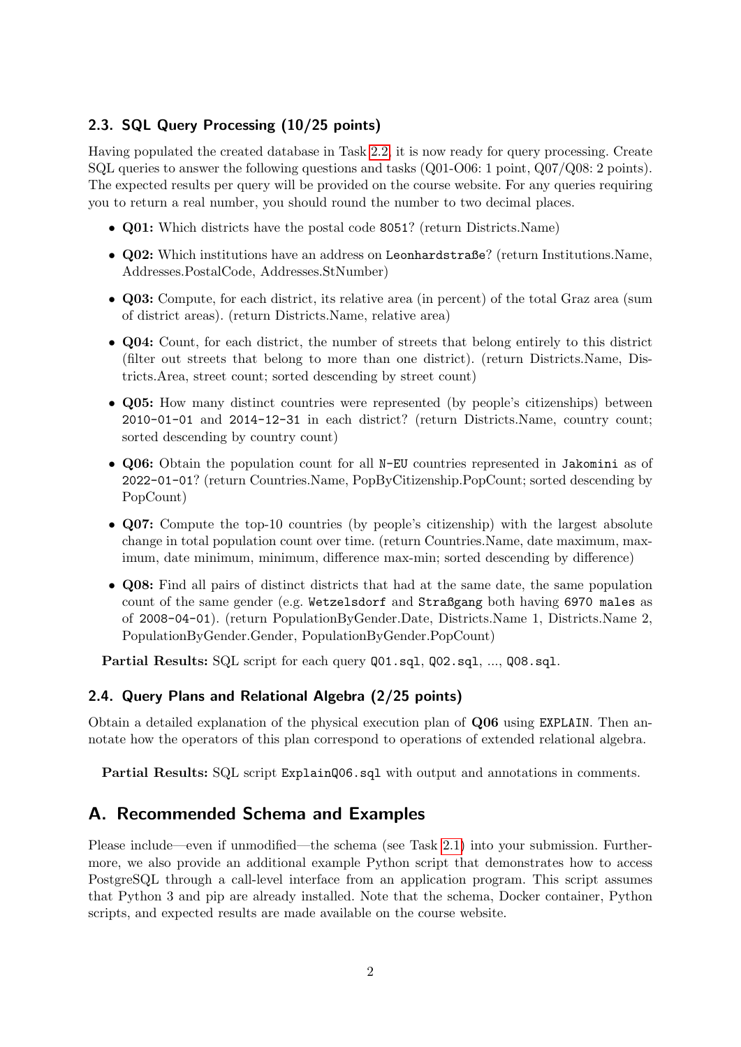### 2.3. SQL Query Processing (10/25 points)

Having populated the created database in Task 2.2, it is now ready for query processing. Create SQL queries to answer the following questions and tasks (Q01-O06: 1 point, Q07/Q08: 2 points). The expected results per query will be provided on the course website. For any queries requiring you to return a real number, you should round the number to two decimal places.

- **Q01:** Which districts have the postal code `8051`? (return Districts.Name)
- **Q02:** Which institutions have an address on `Leonhardstraße`? (return Institutions.Name, Addresses.PostalCode, Addresses.StNumber)
- **Q03:** Compute, for each district, its relative area (in percent) of the total Graz area (sum of district areas). (return Districts.Name, relative area)
- **Q04:** Count, for each district, the number of streets that belong entirely to this district (filter out streets that belong to more than one district). (return Districts.Name, Districts.Area, street count; sorted descending by street count)
- **Q05:** How many distinct countries were represented (by people's citizenships) between `2010-01-01` and `2014-12-31` in each district? (return Districts.Name, country count; sorted descending by country count)
- **Q06:** Obtain the population count for all `N-EU` countries represented in `Jakomini` as of `2022-01-01`? (return Countries.Name, PopByCitizenship.PopCount; sorted descending by PopCount)
- **Q07:** Compute the top-10 countries (by people's citizenship) with the largest absolute change in total population count over time. (return Countries.Name, date maximum, maximum, date minimum, minimum, difference max-min; sorted descending by difference)
- **Q08:** Find all pairs of distinct districts that had at the same date, the same population count of the same gender (e.g. `Wetzelsdorf` and `Straßgang` both having `6970 males` as of `2008-04-01`). (return PopulationByGender.Date, Districts.Name 1, Districts.Name 2, PopulationByGender.Gender, PopulationByGender.PopCount)

**Partial Results:** SQL script for each query `Q01.sql`, `Q02.sql`, ..., `Q08.sql`.

### 2.4. Query Plans and Relational Algebra (2/25 points)

Obtain a detailed explanation of the physical execution plan of **Q06** using `EXPLAIN`. Then annotate how the operators of this plan correspond to operations of extended relational algebra.

**Partial Results:** SQL script `ExplainQ06.sql` with output and annotations in comments.

## A. Recommended Schema and Examples

Please include—even if unmodified—the schema (see Task 2.1) into your submission. Furthermore, we also provide an additional example Python script that demonstrates how to access PostgreSQL through a call-level interface from an application program. This script assumes that Python 3 and pip are already installed. Note that the schema, Docker container, Python scripts, and expected results are made available on the course website.